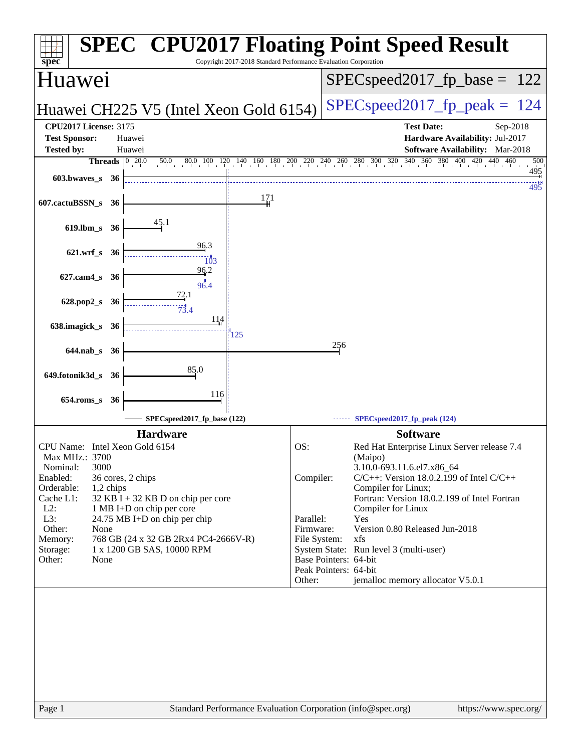# SPEC CPU2017 Floating Point Speed Result

Copyright 2017-2018 Standard Performance Evaluation Corporation

## Huawei

**Huawei CH225 V5 (Intel Xeon Gold 6154)**

SPECspeed2017_fp_base = 122

SPECspeed2017_fp_peak = 124

| | | | |
|---|---|---|---|
| **CPU2017 License:** | 3175 | **Test Date:** | Sep-2018 |
| **Test Sponsor:** | Huawei | **Hardware Availability:** | Jul-2017 |
| **Tested by:** | Huawei | **Software Availability:** | Mar-2018 |

| Benchmark | Threads | Base | Peak |
|---|---|---|---|
| 603.bwaves_s | 36 | 495 | 495 |
| 607.cactuBSSN_s | 36 | 171 | |
| 619.lbm_s | 36 | 45.1 | |
| 621.wrf_s | 36 | 96.3 | 103 |
| 627.cam4_s | 36 | 96.2 | 96.4 |
| 628.pop2_s | 36 | 72.1 | 73.4 |
| 638.imagick_s | 36 | 114 | 125 |
| 644.nab_s | 36 | 256 | |
| 649.fotonik3d_s | 36 | 85.0 | |
| 654.roms_s | 36 | 116 | |

SPECspeed2017_fp_base (122) — SPECspeed2017_fp_peak (124)

### Hardware

| | |
|---|---|
| CPU Name: | Intel Xeon Gold 6154 |
| Max MHz.: | 3700 |
| Nominal: | 3000 |
| Enabled: | 36 cores, 2 chips |
| Orderable: | 1,2 chips |
| Cache L1: | 32 KB I + 32 KB D on chip per core |
| L2: | 1 MB I+D on chip per core |
| L3: | 24.75 MB I+D on chip per chip |
| Other: | None |
| Memory: | 768 GB (24 x 32 GB 2Rx4 PC4-2666V-R) |
| Storage: | 1 x 1200 GB SAS, 10000 RPM |
| Other: | None |

### Software

| | |
|---|---|
| OS: | Red Hat Enterprise Linux Server release 7.4 (Maipo) 3.10.0-693.11.6.el7.x86_64 |
| Compiler: | C/C++: Version 18.0.2.199 of Intel C/C++ Compiler for Linux; Fortran: Version 18.0.2.199 of Intel Fortran Compiler for Linux |
| Parallel: | Yes |
| Firmware: | Version 0.80 Released Jun-2018 |
| File System: | xfs |
| System State: | Run level 3 (multi-user) |
| Base Pointers: | 64-bit |
| Peak Pointers: | 64-bit |
| Other: | jemalloc memory allocator V5.0.1 |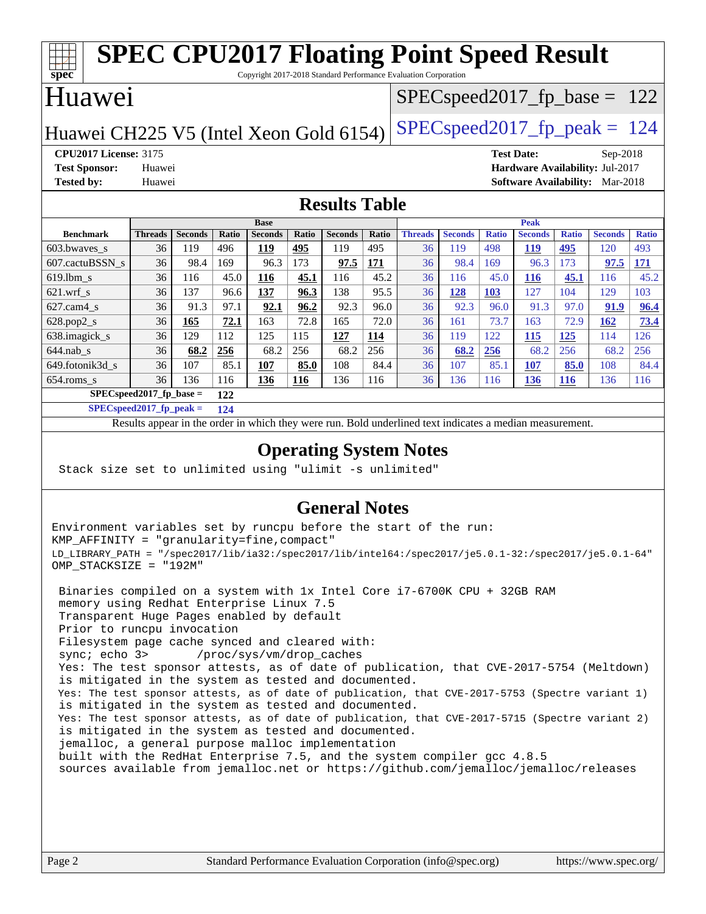# SPEC CPU2017 Floating Point Speed Result

Copyright 2017-2018 Standard Performance Evaluation Corporation

## Huawei

Huawei CH225 V5 (Intel Xeon Gold 6154)

SPECspeed2017_fp_base = 122

SPECspeed2017_fp_peak = 124

**CPU2017 License:** 3175
**Test Sponsor:** Huawei
**Tested by:** Huawei

**Test Date:** Sep-2018
**Hardware Availability:** Jul-2017
**Software Availability:** Mar-2018

## Results Table

| | Base | | | | | | | Peak | | | | | | |
|---|---|---|---|---|---|---|---|---|---|---|---|---|---|---|
| Benchmark | Threads | Seconds | Ratio | Seconds | Ratio | Seconds | Ratio | Threads | Seconds | Ratio | Seconds | Ratio | Seconds | Ratio |
| 603.bwaves_s | 36 | 119 | 496 | **119** | **495** | 119 | 495 | 36 | 119 | 498 | **119** | **495** | 120 | 493 |
| 607.cactuBSSN_s | 36 | 98.4 | 169 | 96.3 | 173 | **97.5** | **171** | 36 | 98.4 | 169 | 96.3 | 173 | **97.5** | **171** |
| 619.lbm_s | 36 | 116 | 45.0 | **116** | **45.1** | 116 | 45.2 | 36 | 116 | 45.0 | **116** | **45.1** | 116 | 45.2 |
| 621.wrf_s | 36 | 137 | 96.6 | **137** | **96.3** | 138 | 95.5 | 36 | **128** | **103** | 127 | 104 | 129 | 103 |
| 627.cam4_s | 36 | 91.3 | 97.1 | **92.1** | **96.2** | 92.3 | 96.0 | 36 | 92.3 | 96.0 | 91.3 | 97.0 | **91.9** | **96.4** |
| 628.pop2_s | 36 | **165** | **72.1** | 163 | 72.8 | 165 | 72.0 | 36 | 161 | 73.7 | 163 | 72.9 | **162** | **73.4** |
| 638.imagick_s | 36 | 129 | 112 | 125 | 115 | **127** | **114** | 36 | 119 | 122 | **115** | **125** | 114 | 126 |
| 644.nab_s | 36 | **68.2** | **256** | 68.2 | 256 | 68.2 | 256 | 36 | **68.2** | **256** | 68.2 | 256 | 68.2 | 256 |
| 649.fotonik3d_s | 36 | 107 | 85.1 | **107** | **85.0** | 108 | 84.4 | 36 | 107 | 85.1 | **107** | **85.0** | 108 | 84.4 |
| 654.roms_s | 36 | 136 | 116 | **136** | **116** | 136 | 116 | 36 | 136 | 116 | **136** | **116** | 136 | 116 |

**SPECspeed2017_fp_base = 122**

**SPECspeed2017_fp_peak = 124**

Results appear in the order in which they were run. Bold underlined text indicates a median measurement.

## Operating System Notes

```
Stack size set to unlimited using "ulimit -s unlimited"
```

## General Notes

```
Environment variables set by runcpu before the start of the run:
KMP_AFFINITY = "granularity=fine,compact"
LD_LIBRARY_PATH = "/spec2017/lib/ia32:/spec2017/lib/intel64:/spec2017/je5.0.1-32:/spec2017/je5.0.1-64"
OMP_STACKSIZE = "192M"

 Binaries compiled on a system with 1x Intel Core i7-6700K CPU + 32GB RAM
 memory using Redhat Enterprise Linux 7.5
 Transparent Huge Pages enabled by default
 Prior to runcpu invocation
 Filesystem page cache synced and cleared with:
 sync; echo 3>       /proc/sys/vm/drop_caches
 Yes: The test sponsor attests, as of date of publication, that CVE-2017-5754 (Meltdown)
 is mitigated in the system as tested and documented.
 Yes: The test sponsor attests, as of date of publication, that CVE-2017-5753 (Spectre variant 1)
 is mitigated in the system as tested and documented.
 Yes: The test sponsor attests, as of date of publication, that CVE-2017-5715 (Spectre variant 2)
 is mitigated in the system as tested and documented.
 jemalloc, a general purpose malloc implementation
 built with the RedHat Enterprise 7.5, and the system compiler gcc 4.8.5
 sources available from jemalloc.net or https://github.com/jemalloc/jemalloc/releases
```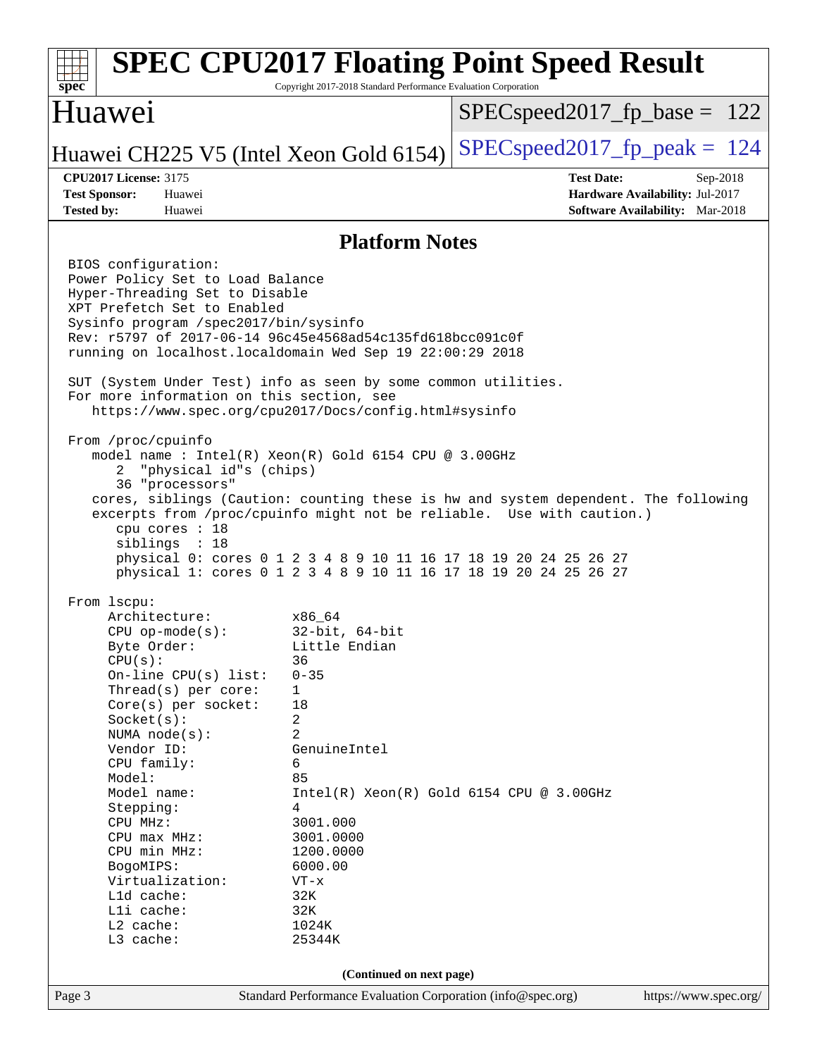## Platform Notes

```
BIOS configuration:
Power Policy Set to Load Balance
Hyper-Threading Set to Disable
XPT Prefetch Set to Enabled
Sysinfo program /spec2017/bin/sysinfo
Rev: r5797 of 2017-06-14 96c45e4568ad54c135fd618bcc091c0f
running on localhost.localdomain Wed Sep 19 22:00:29 2018

SUT (System Under Test) info as seen by some common utilities.
For more information on this section, see
   https://www.spec.org/cpu2017/Docs/config.html#sysinfo

From /proc/cpuinfo
   model name : Intel(R) Xeon(R) Gold 6154 CPU @ 3.00GHz
      2  "physical id"s (chips)
      36 "processors"
   cores, siblings (Caution: counting these is hw and system dependent. The following
   excerpts from /proc/cpuinfo might not be reliable.  Use with caution.)
      cpu cores : 18
      siblings  : 18
      physical 0: cores 0 1 2 3 4 8 9 10 11 16 17 18 19 20 24 25 26 27
      physical 1: cores 0 1 2 3 4 8 9 10 11 16 17 18 19 20 24 25 26 27

From lscpu:
     Architecture:          x86_64
     CPU op-mode(s):        32-bit, 64-bit
     Byte Order:            Little Endian
     CPU(s):                36
     On-line CPU(s) list:   0-35
     Thread(s) per core:    1
     Core(s) per socket:    18
     Socket(s):             2
     NUMA node(s):          2
     Vendor ID:             GenuineIntel
     CPU family:            6
     Model:                 85
     Model name:            Intel(R) Xeon(R) Gold 6154 CPU @ 3.00GHz
     Stepping:              4
     CPU MHz:               3001.000
     CPU max MHz:           3001.0000
     CPU min MHz:           1200.0000
     BogoMIPS:              6000.00
     Virtualization:        VT-x
     L1d cache:             32K
     L1i cache:             32K
     L2 cache:              1024K
     L3 cache:              25344K
```

(Continued on next page)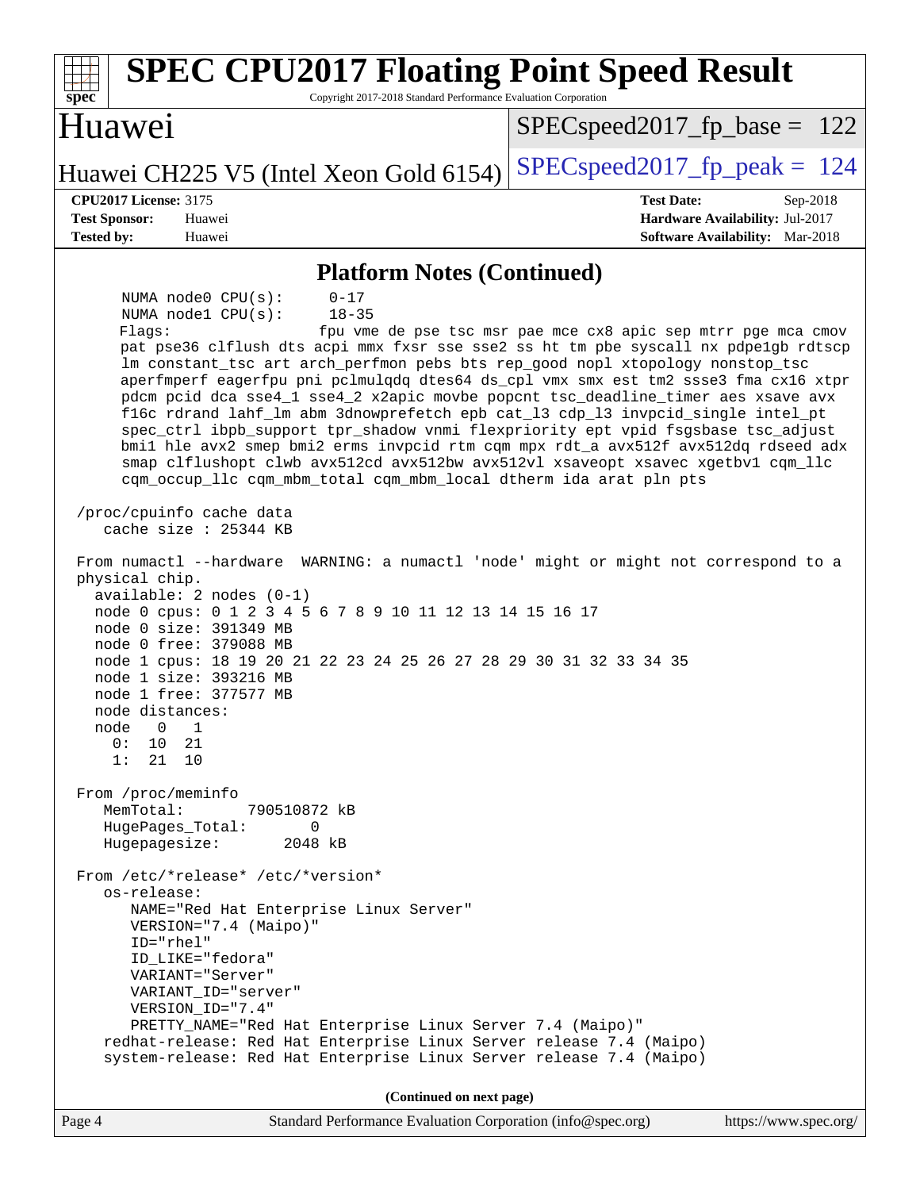## Platform Notes (Continued)

```
      NUMA node0 CPU(s):     0-17
      NUMA node1 CPU(s):     18-35
      Flags:                 fpu vme de pse tsc msr pae mce cx8 apic sep mtrr pge mca cmov
      pat pse36 clflush dts acpi mmx fxsr sse sse2 ss ht tm pbe syscall nx pdpe1gb rdtscp
      lm constant_tsc art arch_perfmon pebs bts rep_good nopl xtopology nonstop_tsc
      aperfmperf eagerfpu pni pclmulqdq dtes64 ds_cpl vmx smx est tm2 ssse3 fma cx16 xtpr
      pdcm pcid dca sse4_1 sse4_2 x2apic movbe popcnt tsc_deadline_timer aes xsave avx
      f16c rdrand lahf_lm abm 3dnowprefetch epb cat_l3 cdp_l3 invpcid_single intel_pt
      spec_ctrl ibpb_support tpr_shadow vnmi flexpriority ept vpid fsgsbase tsc_adjust
      bmi1 hle avx2 smep bmi2 erms invpcid rtm cqm mpx rdt_a avx512f avx512dq rdseed adx
      smap clflushopt clwb avx512cd avx512bw avx512vl xsaveopt xsavec xgetbv1 cqm_llc
      cqm_occup_llc cqm_mbm_total cqm_mbm_local dtherm ida arat pln pts

 /proc/cpuinfo cache data
    cache size : 25344 KB

 From numactl --hardware  WARNING: a numactl 'node' might or might not correspond to a
 physical chip.
   available: 2 nodes (0-1)
   node 0 cpus: 0 1 2 3 4 5 6 7 8 9 10 11 12 13 14 15 16 17
   node 0 size: 391349 MB
   node 0 free: 379088 MB
   node 1 cpus: 18 19 20 21 22 23 24 25 26 27 28 29 30 31 32 33 34 35
   node 1 size: 393216 MB
   node 1 free: 377577 MB
   node distances:
   node   0   1
     0:  10  21
     1:  21  10

 From /proc/meminfo
    MemTotal:       790510872 kB
    HugePages_Total:       0
    Hugepagesize:       2048 kB

 From /etc/*release* /etc/*version*
    os-release:
       NAME="Red Hat Enterprise Linux Server"
       VERSION="7.4 (Maipo)"
       ID="rhel"
       ID_LIKE="fedora"
       VARIANT="Server"
       VARIANT_ID="server"
       VERSION_ID="7.4"
       PRETTY_NAME="Red Hat Enterprise Linux Server 7.4 (Maipo)"
    redhat-release: Red Hat Enterprise Linux Server release 7.4 (Maipo)
    system-release: Red Hat Enterprise Linux Server release 7.4 (Maipo)
```

(Continued on next page)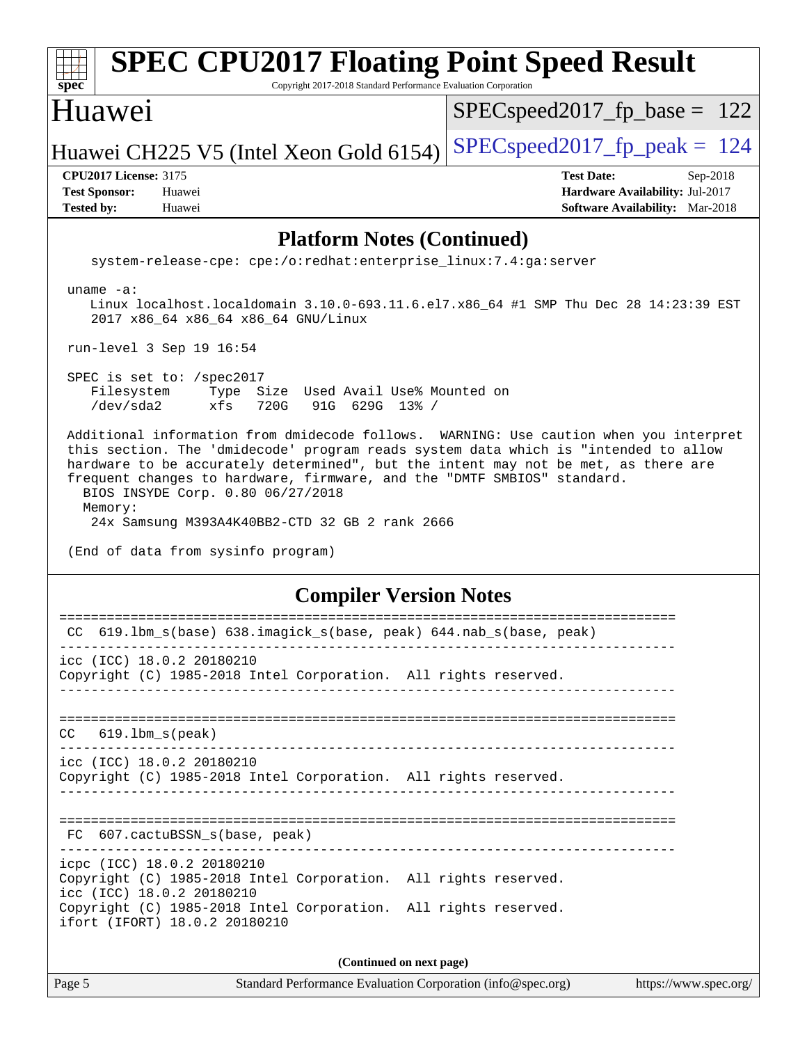## Platform Notes (Continued)

```
   system-release-cpe: cpe:/o:redhat:enterprise_linux:7.4:ga:server

 uname -a:
   Linux localhost.localdomain 3.10.0-693.11.6.el7.x86_64 #1 SMP Thu Dec 28 14:23:39 EST
   2017 x86_64 x86_64 x86_64 GNU/Linux

 run-level 3 Sep 19 16:54

 SPEC is set to: /spec2017
   Filesystem     Type  Size  Used Avail Use% Mounted on
   /dev/sda2      xfs   720G   91G  629G  13% /

 Additional information from dmidecode follows.  WARNING: Use caution when you interpret
 this section. The 'dmidecode' program reads system data which is "intended to allow
 hardware to be accurately determined", but the intent may not be met, as there are
 frequent changes to hardware, firmware, and the "DMTF SMBIOS" standard.
   BIOS INSYDE Corp. 0.80 06/27/2018
   Memory:
    24x Samsung M393A4K40BB2-CTD 32 GB 2 rank 2666

 (End of data from sysinfo program)
```

## Compiler Version Notes

```
==============================================================================
 CC  619.lbm_s(base) 638.imagick_s(base, peak) 644.nab_s(base, peak)
------------------------------------------------------------------------------
icc (ICC) 18.0.2 20180210
Copyright (C) 1985-2018 Intel Corporation.  All rights reserved.
------------------------------------------------------------------------------

==============================================================================
 CC   619.lbm_s(peak)
------------------------------------------------------------------------------
icc (ICC) 18.0.2 20180210
Copyright (C) 1985-2018 Intel Corporation.  All rights reserved.
------------------------------------------------------------------------------

==============================================================================
 FC  607.cactuBSSN_s(base, peak)
------------------------------------------------------------------------------
icpc (ICC) 18.0.2 20180210
Copyright (C) 1985-2018 Intel Corporation.  All rights reserved.
icc (ICC) 18.0.2 20180210
Copyright (C) 1985-2018 Intel Corporation.  All rights reserved.
ifort (IFORT) 18.0.2 20180210
```

(Continued on next page)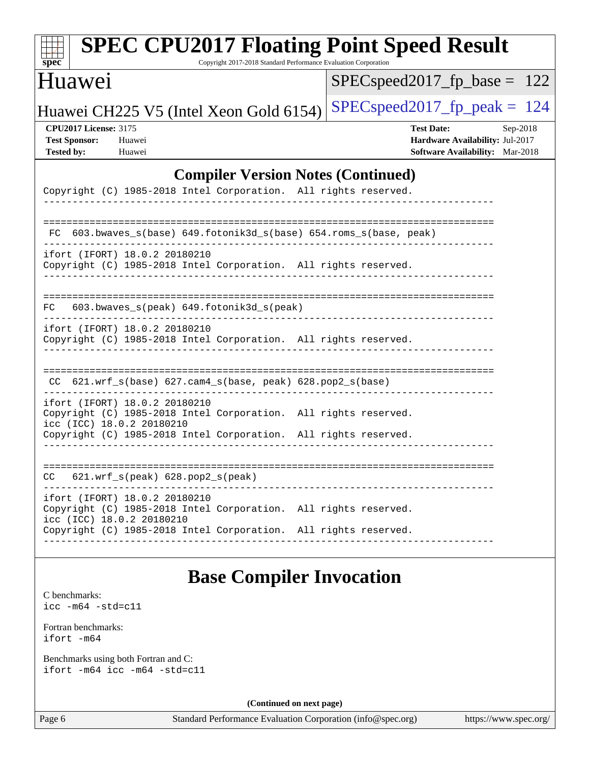## Compiler Version Notes (Continued)

```
Copyright (C) 1985-2018 Intel Corporation.  All rights reserved.
------------------------------------------------------------------------------

==============================================================================
 FC  603.bwaves_s(base) 649.fotonik3d_s(base) 654.roms_s(base, peak)
------------------------------------------------------------------------------
ifort (IFORT) 18.0.2 20180210
Copyright (C) 1985-2018 Intel Corporation.  All rights reserved.
------------------------------------------------------------------------------

==============================================================================
 FC  603.bwaves_s(peak) 649.fotonik3d_s(peak)
------------------------------------------------------------------------------
ifort (IFORT) 18.0.2 20180210
Copyright (C) 1985-2018 Intel Corporation.  All rights reserved.
------------------------------------------------------------------------------

==============================================================================
 CC  621.wrf_s(base) 627.cam4_s(base, peak) 628.pop2_s(base)
------------------------------------------------------------------------------
ifort (IFORT) 18.0.2 20180210
Copyright (C) 1985-2018 Intel Corporation.  All rights reserved.
icc (ICC) 18.0.2 20180210
Copyright (C) 1985-2018 Intel Corporation.  All rights reserved.
------------------------------------------------------------------------------

==============================================================================
 CC  621.wrf_s(peak) 628.pop2_s(peak)
------------------------------------------------------------------------------
ifort (IFORT) 18.0.2 20180210
Copyright (C) 1985-2018 Intel Corporation.  All rights reserved.
icc (ICC) 18.0.2 20180210
Copyright (C) 1985-2018 Intel Corporation.  All rights reserved.
------------------------------------------------------------------------------
```

## Base Compiler Invocation

C benchmarks:
```
icc -m64 -std=c11
```

Fortran benchmarks:
```
ifort -m64
```

Benchmarks using both Fortran and C:
```
ifort -m64 icc -m64 -std=c11
```

(Continued on next page)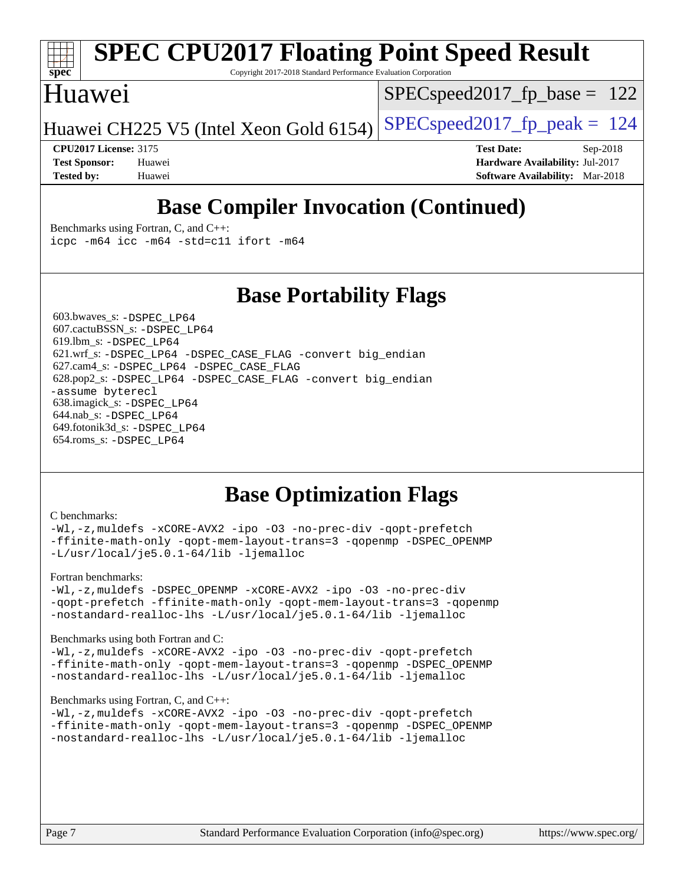# Base Compiler Invocation (Continued)

Benchmarks using Fortran, C, and C++:

```
icpc -m64 icc -m64 -std=c11 ifort -m64
```

# Base Portability Flags

603.bwaves_s: `-DSPEC_LP64`
607.cactuBSSN_s: `-DSPEC_LP64`
619.lbm_s: `-DSPEC_LP64`
621.wrf_s: `-DSPEC_LP64 -DSPEC_CASE_FLAG -convert big_endian`
627.cam4_s: `-DSPEC_LP64 -DSPEC_CASE_FLAG`
628.pop2_s: `-DSPEC_LP64 -DSPEC_CASE_FLAG -convert big_endian -assume byterecl`
638.imagick_s: `-DSPEC_LP64`
644.nab_s: `-DSPEC_LP64`
649.fotonik3d_s: `-DSPEC_LP64`
654.roms_s: `-DSPEC_LP64`

# Base Optimization Flags

C benchmarks:

```
-Wl,-z,muldefs -xCORE-AVX2 -ipo -O3 -no-prec-div -qopt-prefetch
-ffinite-math-only -qopt-mem-layout-trans=3 -qopenmp -DSPEC_OPENMP
-L/usr/local/je5.0.1-64/lib -ljemalloc
```

Fortran benchmarks:

```
-Wl,-z,muldefs -DSPEC_OPENMP -xCORE-AVX2 -ipo -O3 -no-prec-div
-qopt-prefetch -ffinite-math-only -qopt-mem-layout-trans=3 -qopenmp
-nostandard-realloc-lhs -L/usr/local/je5.0.1-64/lib -ljemalloc
```

Benchmarks using both Fortran and C:

```
-Wl,-z,muldefs -xCORE-AVX2 -ipo -O3 -no-prec-div -qopt-prefetch
-ffinite-math-only -qopt-mem-layout-trans=3 -qopenmp -DSPEC_OPENMP
-nostandard-realloc-lhs -L/usr/local/je5.0.1-64/lib -ljemalloc
```

Benchmarks using Fortran, C, and C++:

```
-Wl,-z,muldefs -xCORE-AVX2 -ipo -O3 -no-prec-div -qopt-prefetch
-ffinite-math-only -qopt-mem-layout-trans=3 -qopenmp -DSPEC_OPENMP
-nostandard-realloc-lhs -L/usr/local/je5.0.1-64/lib -ljemalloc
```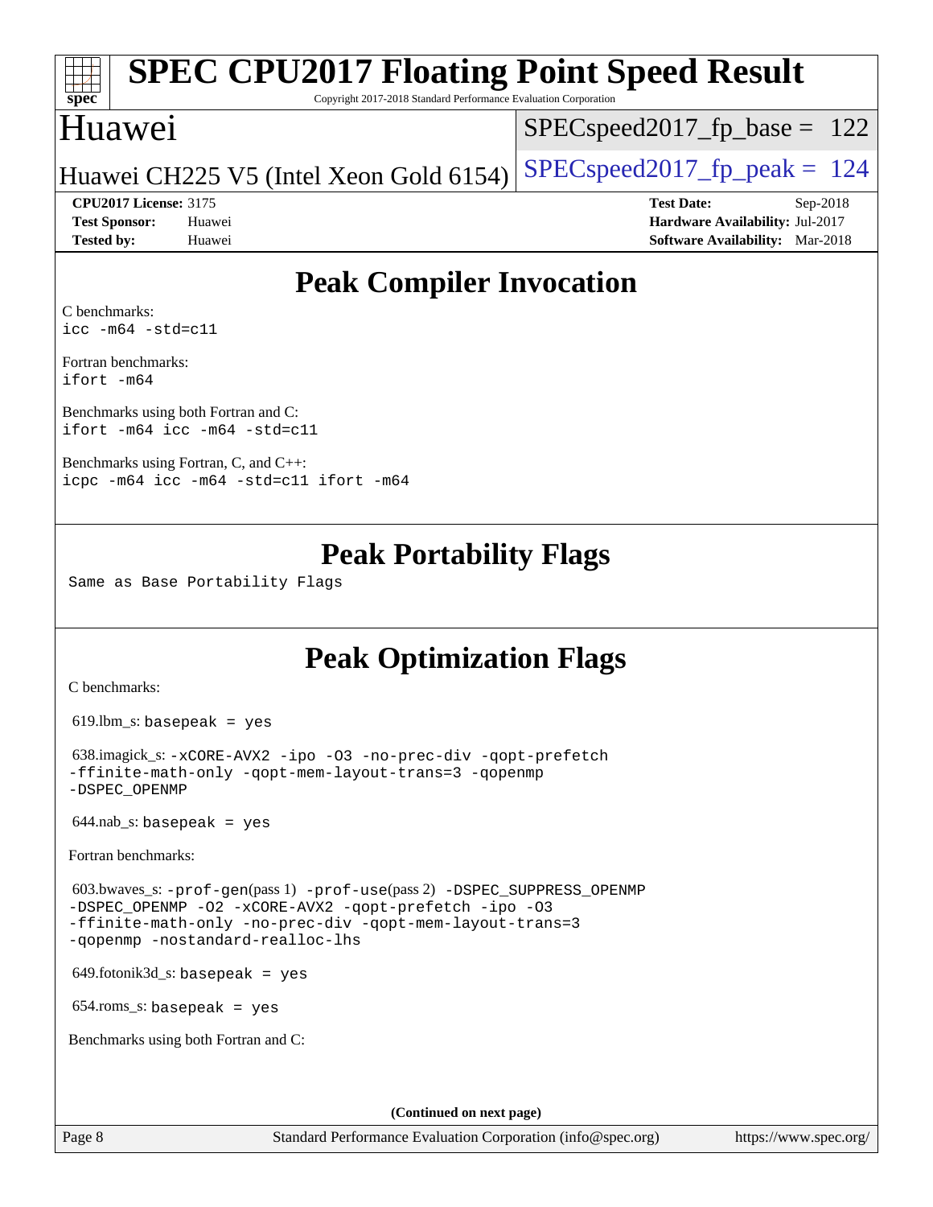## Peak Compiler Invocation

C benchmarks:
`icc -m64 -std=c11`

Fortran benchmarks:
`ifort -m64`

Benchmarks using both Fortran and C:
`ifort -m64 icc -m64 -std=c11`

Benchmarks using Fortran, C, and C++:
`icpc -m64 icc -m64 -std=c11 ifort -m64`

## Peak Portability Flags

Same as Base Portability Flags

## Peak Optimization Flags

C benchmarks:

619.lbm_s: `basepeak = yes`

638.imagick_s: `-xCORE-AVX2 -ipo -O3 -no-prec-div -qopt-prefetch -ffinite-math-only -qopt-mem-layout-trans=3 -qopenmp -DSPEC_OPENMP`

644.nab_s: `basepeak = yes`

Fortran benchmarks:

603.bwaves_s: `-prof-gen`(pass 1) `-prof-use`(pass 2) `-DSPEC_SUPPRESS_OPENMP -DSPEC_OPENMP -O2 -xCORE-AVX2 -qopt-prefetch -ipo -O3 -ffinite-math-only -no-prec-div -qopt-mem-layout-trans=3 -qopenmp -nostandard-realloc-lhs`

649.fotonik3d_s: `basepeak = yes`

654.roms_s: `basepeak = yes`

Benchmarks using both Fortran and C:

(Continued on next page)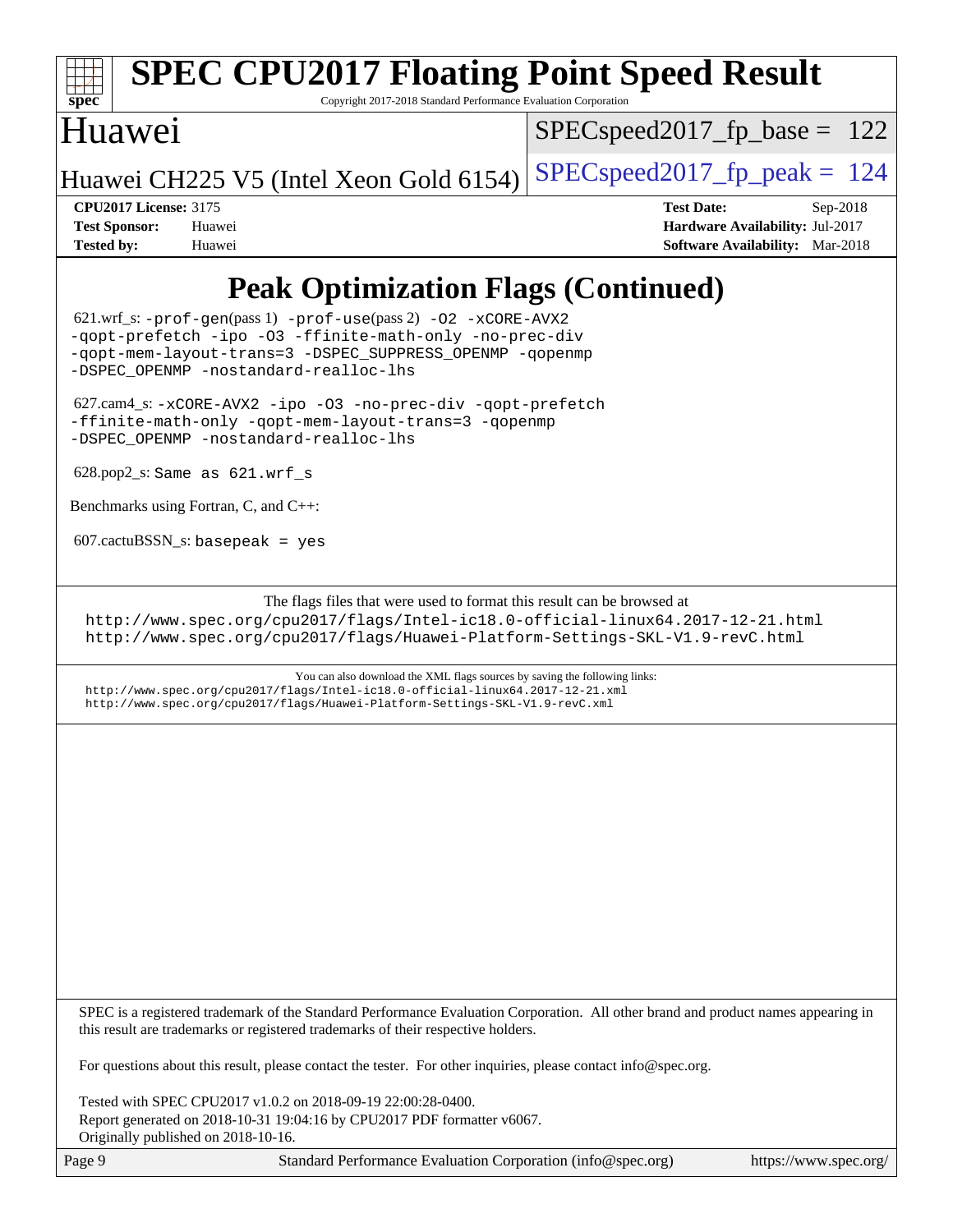# Peak Optimization Flags (Continued)

621.wrf_s: -prof-gen(pass 1) -prof-use(pass 2) -O2 -xCORE-AVX2 -qopt-prefetch -ipo -O3 -ffinite-math-only -no-prec-div -qopt-mem-layout-trans=3 -DSPEC_SUPPRESS_OPENMP -qopenmp -DSPEC_OPENMP -nostandard-realloc-lhs

627.cam4_s: -xCORE-AVX2 -ipo -O3 -no-prec-div -qopt-prefetch -ffinite-math-only -qopt-mem-layout-trans=3 -qopenmp -DSPEC_OPENMP -nostandard-realloc-lhs

628.pop2_s: Same as 621.wrf_s

Benchmarks using Fortran, C, and C++:

607.cactuBSSN_s: basepeak = yes

The flags files that were used to format this result can be browsed at

http://www.spec.org/cpu2017/flags/Intel-ic18.0-official-linux64.2017-12-21.html
http://www.spec.org/cpu2017/flags/Huawei-Platform-Settings-SKL-V1.9-revC.html

You can also download the XML flags sources by saving the following links:

http://www.spec.org/cpu2017/flags/Intel-ic18.0-official-linux64.2017-12-21.xml
http://www.spec.org/cpu2017/flags/Huawei-Platform-Settings-SKL-V1.9-revC.xml

SPEC is a registered trademark of the Standard Performance Evaluation Corporation. All other brand and product names appearing in this result are trademarks or registered trademarks of their respective holders.

For questions about this result, please contact the tester. For other inquiries, please contact info@spec.org.

Tested with SPEC CPU2017 v1.0.2 on 2018-09-19 22:00:28-0400.
Report generated on 2018-10-31 19:04:16 by CPU2017 PDF formatter v6067.
Originally published on 2018-10-16.